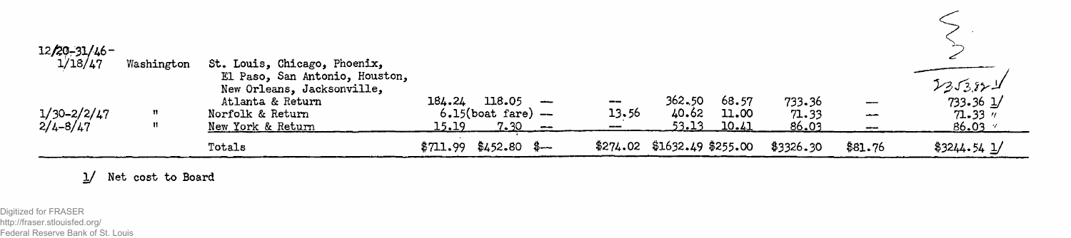| Date | From | To | | | | | | | | | |
|---|---|---|---|---|---|---|---|---|---|---|---|
| 12/20-31/46-1/18/47 | Washington | St. Louis, Chicago, Phoenix, El Paso, San Antonio, Houston, New Orleans, Jacksonville, Atlanta & Return | 184.24 | 118.05 | — | — | 362.50 | 68.57 | 733.36 | — | 733.36 1/ |
| 1/30-2/2/47 | " | Norfolk & Return | | 6.15(boat fare) | — | 13.56 | 40.62 | 11.00 | 71.33 | — | 71.33 " |
| 2/4-8/47 | " | New York & Return | 15.19 | 7.30 | — | — | 53.13 | 10.41 | 86.03 | — | 86.03 " |
| | | Totals | $711.99 | $452.80 | $— | $274.02 | $1632.49 | $255.00 | $3326.30 | $81.76 | $3244.54 1/ |

1/ Net cost to Board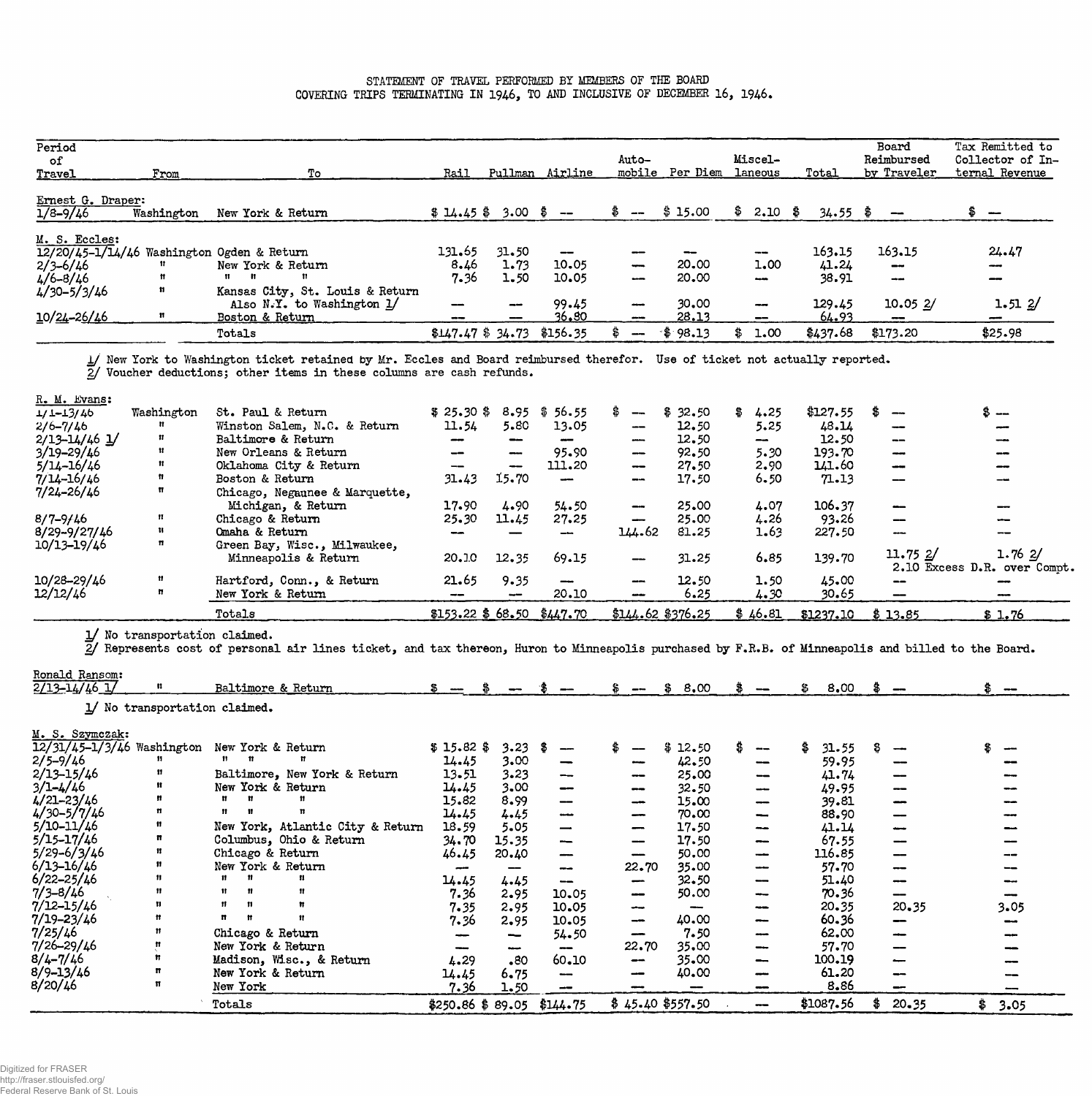STATEMENT OF TRAVEL PERFORMED BY MEMBERS OF THE BOARD
COVERING TRIPS TERMINATING IN 1946, TO AND INCLUSIVE OF DECEMBER 16, 1946.

| Period of Travel | From | To | Rail | Pullman | Airline | Automobile | Per Diem | Miscellaneous | Total | Board Reimbursed by Traveler | Tax Remitted to Collector of Internal Revenue |
|---|---|---|---|---|---|---|---|---|---|---|---|
| **Ernest G. Draper:** | | | | | | | | | | | |
| 1/8-9/46 | Washington | New York & Return | $ 14.45 | $ 3.00 | $ — | $ — | $ 15.00 | $ 2.10 | $ 34.55 | $ — | $ — |
| **M. S. Eccles:** | | | | | | | | | | | |
| 12/20/45-1/14/46 | Washington | Ogden & Return | 131.65 | 31.50 | — | — | — | — | 163.15 | 163.15 | 24.47 |
| 2/3-6/46 | " | New York & Return | 8.46 | 1.73 | 10.05 | — | 20.00 | 1.00 | 41.24 | — | — |
| 4/6-8/46 | " | " " " | 7.36 | 1.50 | 10.05 | — | 20.00 | — | 38.91 | — | — |
| 4/30-5/3/46 | " | Kansas City, St. Louis & Return Also N.Y. to Washington 1/ | — | — | 99.45 | — | 30.00 | — | 129.45 | 10.05 2/ | 1.51 2/ |
| 10/24-26/46 | " | Boston & Return | — | — | 36.80 | — | 28.13 | — | 64.93 | — | — |
| | | Totals | $147.47 | $ 34.73 | $156.35 | $ — | $ 98.13 | $ 1.00 | $437.68 | $173.20 | $25.98 |

1/ New York to Washington ticket retained by Mr. Eccles and Board reimbursed therefor. Use of ticket not actually reported.
2/ Voucher deductions; other items in these columns are cash refunds.

| Period of Travel | From | To | Rail | Pullman | Airline | Automobile | Per Diem | Miscellaneous | Total | Board Reimbursed by Traveler | Tax Remitted to Collector of Internal Revenue |
|---|---|---|---|---|---|---|---|---|---|---|---|
| **R. M. Evans:** | | | | | | | | | | | |
| 1/1-13/46 | Washington | St. Paul & Return | $ 25.30 | $ 8.95 | $ 56.55 | $ — | $ 32.50 | $ 4.25 | $127.55 | $ — | $ — |
| 2/6-7/46 | " | Winston Salem, N.C. & Return | 11.54 | 5.80 | 13.05 | — | 12.50 | 5.25 | 48.14 | — | — |
| 2/13-14/46 1/ | " | Baltimore & Return | — | — | — | — | 12.50 | — | 12.50 | — | — |
| 3/19-29/46 | " | New Orleans & Return | — | — | 95.90 | — | 92.50 | 5.30 | 193.70 | — | — |
| 5/14-16/46 | " | Oklahoma City & Return | — | — | 111.20 | — | 27.50 | 2.90 | 141.60 | — | — |
| 7/14-16/46 | " | Boston & Return | 31.43 | 15.70 | — | — | 17.50 | 6.50 | 71.13 | — | — |
| 7/24-26/46 | " | Chicago, Negaunee & Marquette, Michigan, & Return | 17.90 | 4.90 | 54.50 | — | 25.00 | 4.07 | 106.37 | — | — |
| 8/7-9/46 | " | Chicago & Return | 25.30 | 11.45 | 27.25 | — | 25.00 | 4.26 | 93.26 | — | — |
| 8/29-9/27/46 | " | Omaha & Return | — | — | — | 144.62 | 81.25 | 1.63 | 227.50 | — | — |
| 10/13-19/46 | " | Green Bay, Wisc., Milwaukee, Minneapolis & Return | 20.10 | 12.35 | 69.15 | — | 31.25 | 6.85 | 139.70 | 11.75 2/ | 1.76 2/ 2.10 Excess D.R. over Compt. |
| 10/28-29/46 | " | Hartford, Conn., & Return | 21.65 | 9.35 | — | — | 12.50 | 1.50 | 45.00 | — | — |
| 12/12/46 | " | New York & Return | — | — | 20.10 | — | 6.25 | 4.30 | 30.65 | — | — |
| | | Totals | $153.22 | $ 68.50 | $447.70 | $144.62 | $376.25 | $ 46.81 | $1237.10 | $ 13.85 | $ 1.76 |

1/ No transportation claimed.
2/ Represents cost of personal air lines ticket, and tax thereon, Huron to Minneapolis purchased by F.R.B. of Minneapolis and billed to the Board.

| Period of Travel | From | To | Rail | Pullman | Airline | Automobile | Per Diem | Miscellaneous | Total | Board Reimbursed by Traveler | Tax Remitted to Collector of Internal Revenue |
|---|---|---|---|---|---|---|---|---|---|---|---|
| **Ronald Ransom:** | | | | | | | | | | | |
| 2/13-14/46 1/ | " | Baltimore & Return | $ — | $ — | $ — | $ — | $ 8.00 | $ — | $ 8.00 | $ — | $ — |

1/ No transportation claimed.

| Period of Travel | From | To | Rail | Pullman | Airline | Automobile | Per Diem | Miscellaneous | Total | Board Reimbursed by Traveler | Tax Remitted to Collector of Internal Revenue |
|---|---|---|---|---|---|---|---|---|---|---|---|
| **M. S. Szymczak:** | | | | | | | | | | | |
| 12/31/45-1/3/46 | Washington | New York & Return | $ 15.82 | $ 3.23 | $ — | $ — | $ 12.50 | $ — | $ 31.55 | $ — | $ — |
| 2/5-9/46 | " | " " " | 14.45 | 3.00 | — | — | 42.50 | — | 59.95 | — | — |
| 2/13-15/46 | " | Baltimore, New York & Return | 13.51 | 3.23 | — | — | 25.00 | — | 41.74 | — | — |
| 3/1-4/46 | " | New York & Return | 14.45 | 3.00 | — | — | 32.50 | — | 49.95 | — | — |
| 4/21-23/46 | " | " " " | 15.82 | 8.99 | — | — | 15.00 | — | 39.81 | — | — |
| 4/30-5/7/46 | " | " " " | 14.45 | 4.45 | — | — | 70.00 | — | 88.90 | — | — |
| 5/10-11/46 | " | New York, Atlantic City & Return | 18.59 | 5.05 | — | — | 17.50 | — | 41.14 | — | — |
| 5/15-17/46 | " | Columbus, Ohio & Return | 34.70 | 15.35 | — | — | 17.50 | — | 67.55 | — | — |
| 5/29-6/3/46 | " | Chicago & Return | 46.45 | 20.40 | — | — | 50.00 | — | 116.85 | — | — |
| 6/13-16/46 | " | New York & Return | — | — | — | 22.70 | 35.00 | — | 57.70 | — | — |
| 6/22-25/46 | " | " " " | 14.45 | 4.45 | — | — | 32.50 | — | 51.40 | — | — |
| 7/3-8/46 | " | " " " | 7.36 | 2.95 | 10.05 | — | 50.00 | — | 70.36 | — | — |
| 7/12-15/46 | " | " " " | 7.35 | 2.95 | 10.05 | — | — | — | 20.35 | 20.35 | 3.05 |
| 7/19-23/46 | " | " " " | 7.36 | 2.95 | 10.05 | — | 40.00 | — | 60.36 | — | — |
| 7/25/46 | " | Chicago & Return | — | — | 54.50 | — | 7.50 | — | 62.00 | — | — |
| 7/26-29/46 | " | New York & Return | — | — | — | 22.70 | 35.00 | — | 57.70 | — | — |
| 8/4-7/46 | " | Madison, Wisc., & Return | 4.29 | .80 | 60.10 | — | 35.00 | — | 100.19 | — | — |
| 8/9-13/46 | " | New York & Return | 14.45 | 6.75 | — | — | 40.00 | — | 61.20 | — | — |
| 8/20/46 | " | New York | 7.36 | 1.50 | — | — | — | — | 8.86 | — | — |
| | | Totals | $250.86 | $ 89.05 | $144.75 | $ 45.40 | $557.50 | — | $1087.56 | $ 20.35 | $ 3.05 |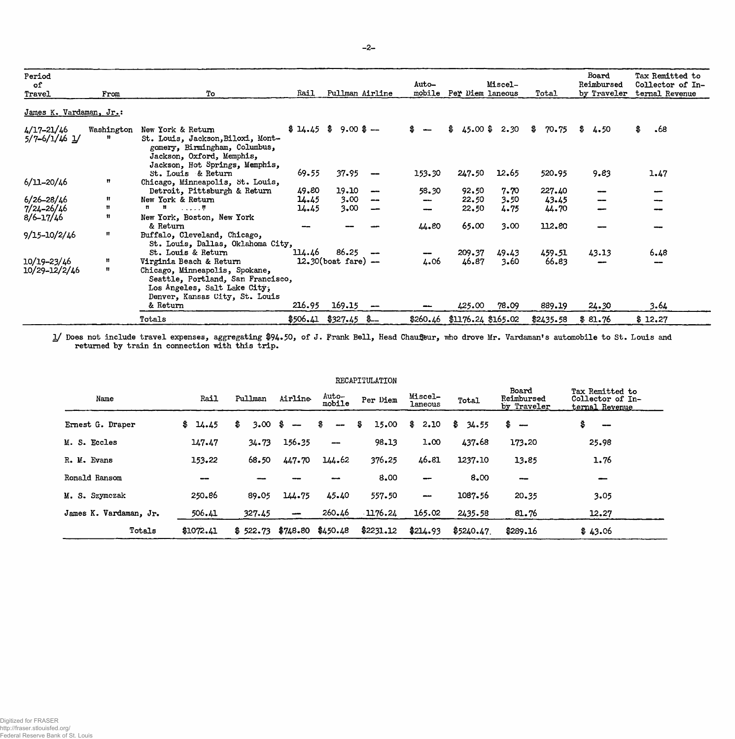| Period of Travel | From | To | Rail | Pullman | Airline | Automobile | Per Diem | Miscellaneous | Total | Board Reimbursed by Traveler | Tax Remitted to Collector of Internal Revenue |
|---|---|---|---|---|---|---|---|---|---|---|---|
| James K. Vardaman, Jr.: | | | | | | | | | | | |
| 4/17-21/46 | Washington | New York & Return | $ 14.45 | $ 9.00 | $ -- | $ -- | $ 45.00 | $ 2.30 | $ 70.75 | $ 4.50 | $ .68 |
| 5/7-6/1/46 1/ | " | St. Louis, Jackson, Biloxi, Montgomery, Birmingham, Columbus, Jackson, Oxford, Memphis, Jackson, Hot Springs, Memphis, St. Louis & Return | 69.55 | 37.95 | -- | 153.30 | 247.50 | 12.65 | 520.95 | 9.83 | 1.47 |
| 6/11-20/46 | " | Chicago, Minneapolis, St. Louis, Detroit, Pittsburgh & Return | 49.80 | 19.10 | -- | 58.30 | 92.50 | 7.70 | 227.40 | -- | -- |
| 6/26-28/46 | " | New York & Return | 14.45 | 3.00 | -- | -- | 22.50 | 3.50 | 43.45 | -- | -- |
| 7/24-26/46 | " | " " ....." | 14.45 | 3.00 | -- | -- | 22.50 | 4.75 | 44.70 | -- | -- |
| 8/6-17/46 | " | New York, Boston, New York & Return | -- | -- | -- | 44.80 | 65.00 | 3.00 | 112.80 | -- | -- |
| 9/15-10/2/46 | " | Buffalo, Cleveland, Chicago, St. Louis, Dallas, Oklahoma City, St. Louis & Return | 114.46 | 86.25 | -- | -- | 209.37 | 49.43 | 459.51 | 43.13 | 6.48 |
| 10/19-23/46 | " | Virginia Beach & Return | 12.30(boat fare) | | -- | 4.06 | 46.87 | 3.60 | 66.83 | -- | -- |
| 10/29-12/2/46 | " | Chicago, Minneapolis, Spokane, Seattle, Portland, San Francisco, Los Angeles, Salt Lake City, Denver, Kansas City, St. Louis & Return | 216.95 | 169.15 | -- | -- | 425.00 | 78.09 | 889.19 | 24.30 | 3.64 |
| | | Totals | $506.41 | $327.45 | $-- | $260.46 | $1176.24 | $165.02 | $2435.58 | $ 81.76 | $ 12.27 |

1/ Does not include travel expenses, aggregating $94.50, of J. Frank Bell, Head Chauffeur, who drove Mr. Vardaman's automobile to St. Louis and returned by train in connection with this trip.

RECAPITULATION

| Name | Rail | Pullman | Airline | Automobile | Per Diem | Miscellaneous | Total | Board Reimbursed by Traveler | Tax Remitted to Collector of Internal Revenue |
|---|---|---|---|---|---|---|---|---|---|
| Ernest G. Draper | $ 14.45 | $ 3.00 | $ -- | $ -- | $ 15.00 | $ 2.10 | $ 34.55 | $ -- | $ -- |
| M. S. Eccles | 147.47 | 34.73 | 156.35 | -- | 98.13 | 1.00 | 437.68 | 173.20 | 25.98 |
| R. M. Evans | 153.22 | 68.50 | 447.70 | 144.62 | 376.25 | 46.81 | 1237.10 | 13.85 | 1.76 |
| Ronald Ransom | -- | -- | -- | -- | 8.00 | -- | 8.00 | -- | -- |
| M. S. Szymczak | 250.86 | 89.05 | 144.75 | 45.40 | 557.50 | -- | 1087.56 | 20.35 | 3.05 |
| James K. Vardaman, Jr. | 506.41 | 327.45 | -- | 260.46 | 1176.24 | 165.02 | 2435.58 | 81.76 | 12.27 |
| Totals | $1072.41 | $ 522.73 | $748.80 | $450.48 | $2231.12 | $214.93 | $5240.47 | $289.16 | $ 43.06 |